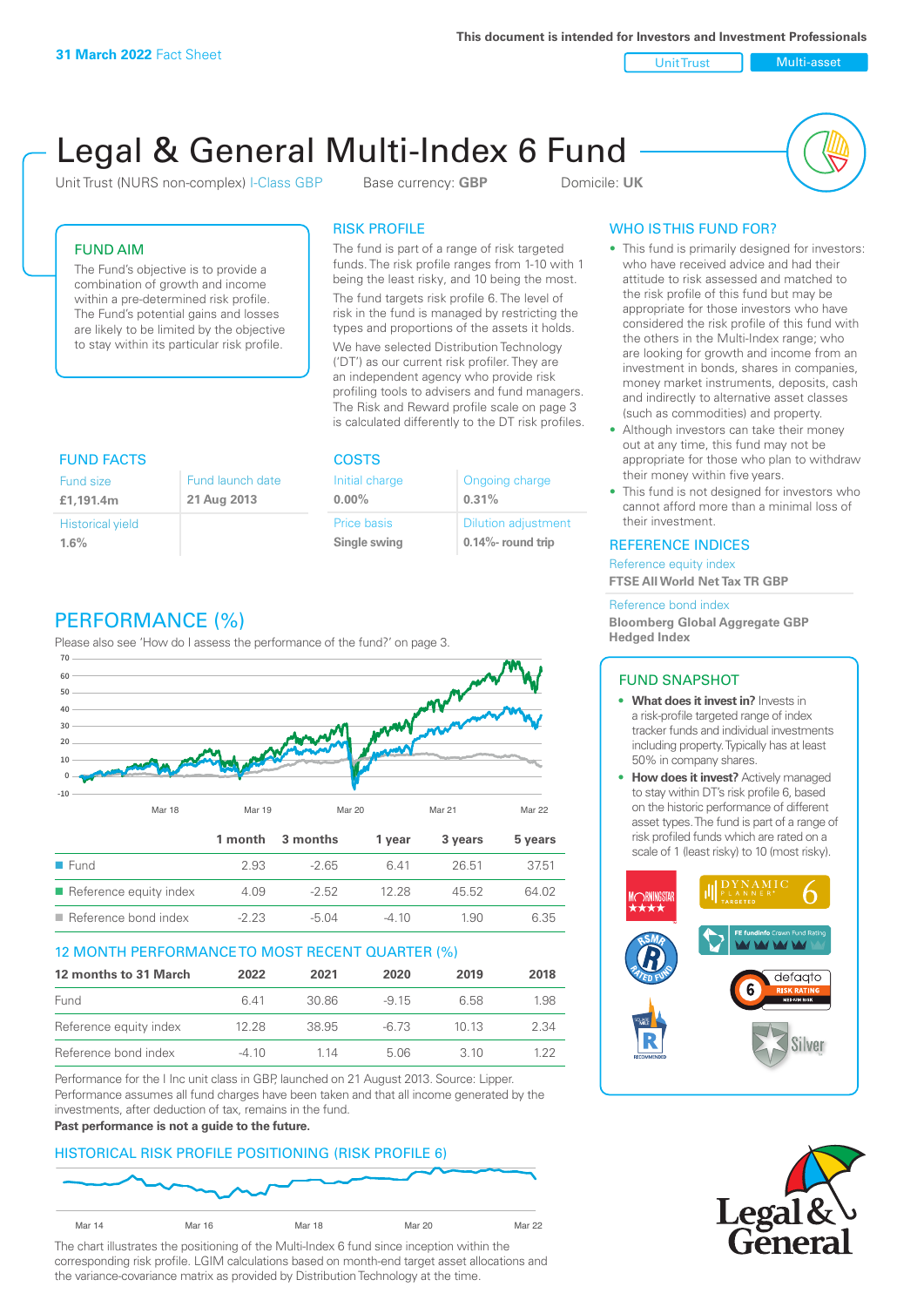This document is intended for Investors and Investment Professionals

**31 March 2022** Fact Sheet

Unit Trust | Multi-asset

# Legal & General Multi-Index 6 Fund

Unit Trust (NURS non-complex) I-Class GBP    Base currency: **GBP**    Domicile: **UK**

## FUND AIM

The Fund's objective is to provide a combination of growth and income within a pre-determined risk profile. The Fund's potential gains and losses are likely to be limited by the objective to stay within its particular risk profile.

## RISK PROFILE

The fund is part of a range of risk targeted funds. The risk profile ranges from 1-10 with 1 being the least risky, and 10 being the most.

The fund targets risk profile 6. The level of risk in the fund is managed by restricting the types and proportions of the assets it holds.

We have selected Distribution Technology ('DT') as our current risk profiler. They are an independent agency who provide risk profiling tools to advisers and fund managers. The Risk and Reward profile scale on page 3 is calculated differently to the DT risk profiles.

## WHO IS THIS FUND FOR?

- This fund is primarily designed for investors: who have received advice and had their attitude to risk assessed and matched to the risk profile of this fund but may be appropriate for those investors who have considered the risk profile of this fund with the others in the Multi-Index range; who are looking for growth and income from an investment in bonds, shares in companies, money market instruments, deposits, cash and indirectly to alternative asset classes (such as commodities) and property.
- Although investors can take their money out at any time, this fund may not be appropriate for those who plan to withdraw their money within five years.
- This fund is not designed for investors who cannot afford more than a minimal loss of their investment.

## FUND FACTS

| Fund size | Fund launch date |
|---|---|
| **£1,191.4m** | **21 Aug 2013** |
| Historical yield | |
| **1.6%** | |

## COSTS

| Initial charge | Ongoing charge |
|---|---|
| **0.00%** | **0.31%** |
| Price basis | Dilution adjustment |
| **Single swing** | **0.14%- round trip** |

## REFERENCE INDICES

Reference equity index
**FTSE All World Net Tax TR GBP**

Reference bond index
**Bloomberg Global Aggregate GBP Hedged Index**

## PERFORMANCE (%)

Please also see 'How do I assess the performance of the fund?' on page 3.

| | 1 month | 3 months | 1 year | 3 years | 5 years |
|---|---|---|---|---|---|
| Fund | 2.93 | -2.65 | 6.41 | 26.51 | 37.51 |
| Reference equity index | 4.09 | -2.52 | 12.28 | 45.52 | 64.02 |
| Reference bond index | -2.23 | -5.04 | -4.10 | 1.90 | 6.35 |

## 12 MONTH PERFORMANCE TO MOST RECENT QUARTER (%)

| 12 months to 31 March | 2022 | 2021 | 2020 | 2019 | 2018 |
|---|---|---|---|---|---|
| Fund | 6.41 | 30.86 | -9.15 | 6.58 | 1.98 |
| Reference equity index | 12.28 | 38.95 | -6.73 | 10.13 | 2.34 |
| Reference bond index | -4.10 | 1.14 | 5.06 | 3.10 | 1.22 |

Performance for the I Inc unit class in GBP, launched on 21 August 2013. Source: Lipper. Performance assumes all fund charges have been taken and that all income generated by the investments, after deduction of tax, remains in the fund.
**Past performance is not a guide to the future.**

## HISTORICAL RISK PROFILE POSITIONING (RISK PROFILE 6)

The chart illustrates the positioning of the Multi-Index 6 fund since inception within the corresponding risk profile. LGIM calculations based on month-end target asset allocations and the variance-covariance matrix as provided by Distribution Technology at the time.

## FUND SNAPSHOT

- **What does it invest in?** Invests in a risk-profile targeted range of index tracker funds and individual investments including property. Typically has at least 50% in company shares.
- **How does it invest?** Actively managed to stay within DT's risk profile 6, based on the historic performance of different asset types. The fund is part of a range of risk profiled funds which are rated on a scale of 1 (least risky) to 10 (most risky).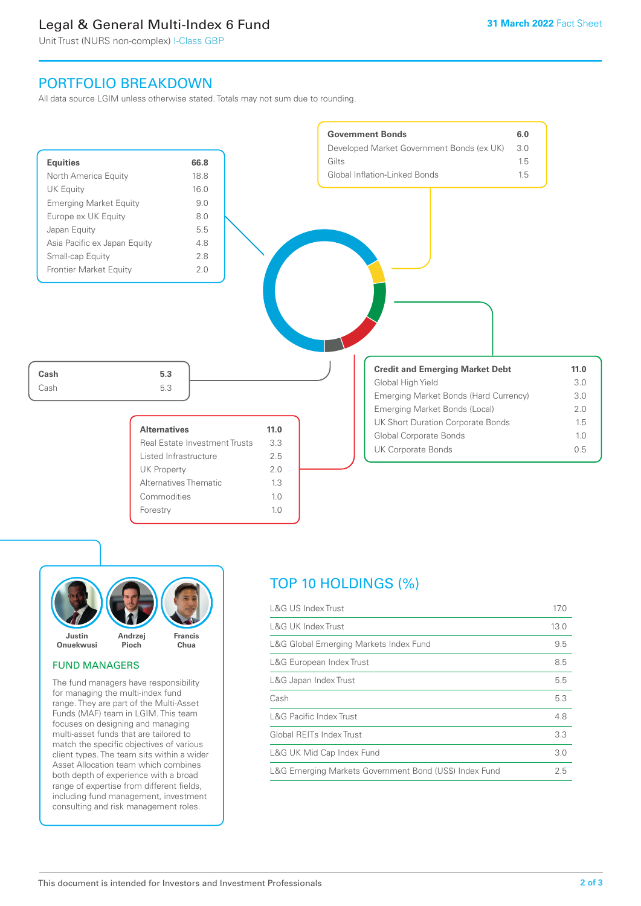# Legal & General Multi-Index 6 Fund

Unit Trust (NURS non-complex) I-Class GBP

**31 March 2022** Fact Sheet

## PORTFOLIO BREAKDOWN

All data source LGIM unless otherwise stated. Totals may not sum due to rounding.

| **Equities** | **66.8** |
|---|---|
| North America Equity | 18.8 |
| UK Equity | 16.0 |
| Emerging Market Equity | 9.0 |
| Europe ex UK Equity | 8.0 |
| Japan Equity | 5.5 |
| Asia Pacific ex Japan Equity | 4.8 |
| Small-cap Equity | 2.8 |
| Frontier Market Equity | 2.0 |

| **Government Bonds** | **6.0** |
|---|---|
| Developed Market Government Bonds (ex UK) | 3.0 |
| Gilts | 1.5 |
| Global Inflation-Linked Bonds | 1.5 |

| **Cash** | **5.3** |
|---|---|
| Cash | 5.3 |

| **Credit and Emerging Market Debt** | **11.0** |
|---|---|
| Global High Yield | 3.0 |
| Emerging Market Bonds (Hard Currency) | 3.0 |
| Emerging Market Bonds (Local) | 2.0 |
| UK Short Duration Corporate Bonds | 1.5 |
| Global Corporate Bonds | 1.0 |
| UK Corporate Bonds | 0.5 |

| **Alternatives** | **11.0** |
|---|---|
| Real Estate Investment Trusts | 3.3 |
| Listed Infrastructure | 2.5 |
| UK Property | 2.0 |
| Alternatives Thematic | 1.3 |
| Commodities | 1.0 |
| Forestry | 1.0 |

Justin Onuekwusi, Andrzej Pioch, Francis Chua

## FUND MANAGERS

The fund managers have responsibility for managing the multi-index fund range. They are part of the Multi-Asset Funds (MAF) team in LGIM. This team focuses on designing and managing multi-asset funds that are tailored to match the specific objectives of various client types. The team sits within a wider Asset Allocation team which combines both depth of experience with a broad range of expertise from different fields, including fund management, investment consulting and risk management roles.

## TOP 10 HOLDINGS (%)

| Holding | % |
|---|---|
| L&G US Index Trust | 17.0 |
| L&G UK Index Trust | 13.0 |
| L&G Global Emerging Markets Index Fund | 9.5 |
| L&G European Index Trust | 8.5 |
| L&G Japan Index Trust | 5.5 |
| Cash | 5.3 |
| L&G Pacific Index Trust | 4.8 |
| Global REITs Index Trust | 3.3 |
| L&G UK Mid Cap Index Fund | 3.0 |
| L&G Emerging Markets Government Bond (US$) Index Fund | 2.5 |

This document is intended for Investors and Investment Professionals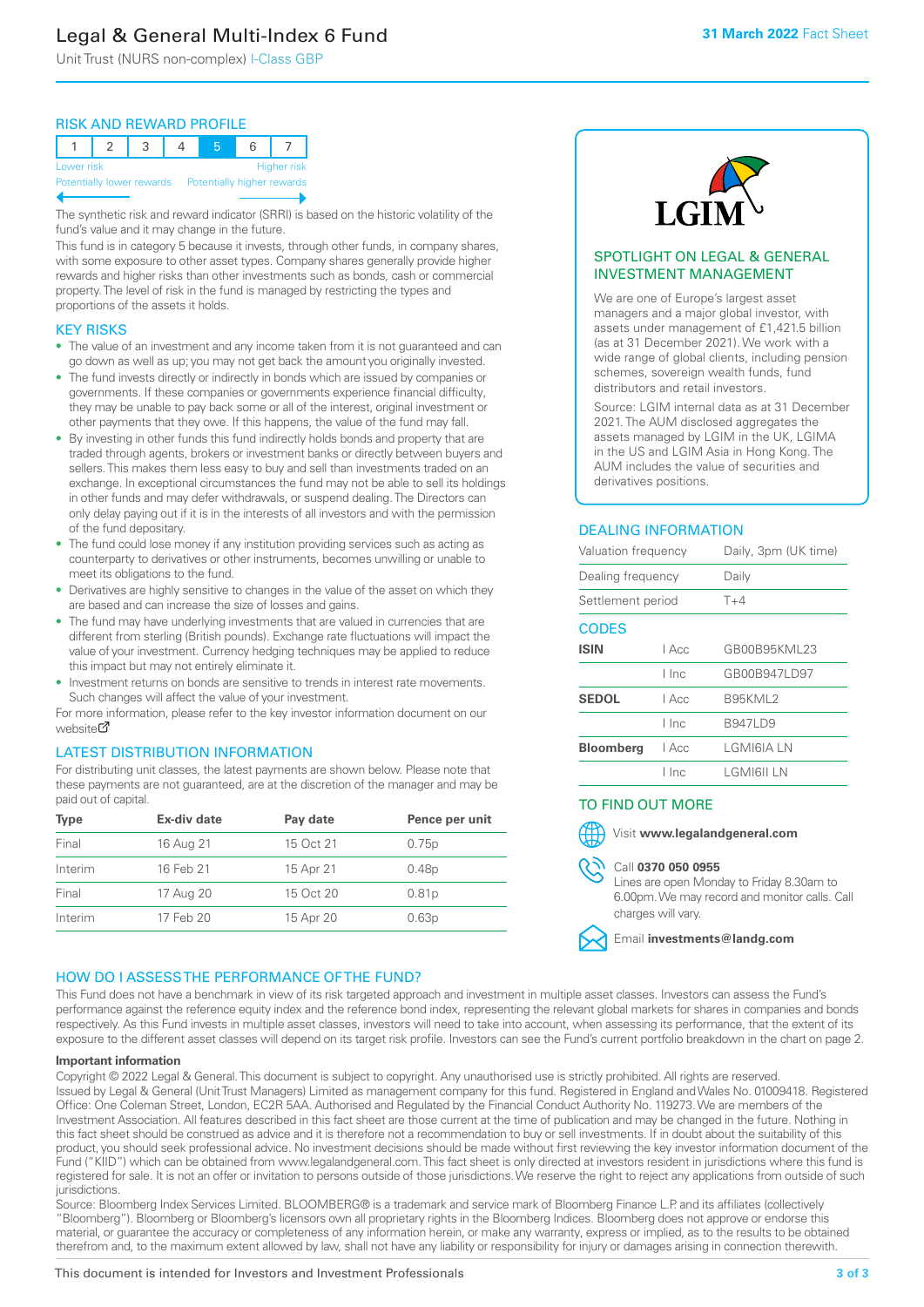# Legal & General Multi-Index 6 Fund

Unit Trust (NURS non-complex) I-Class GBP

**31 March 2022** Fact Sheet

## RISK AND REWARD PROFILE

| 1 | 2 | 3 | 4 | 5 | 6 | 7 |
|---|---|---|---|---|---|---|

Lower risk — Higher risk

Potentially lower rewards — Potentially higher rewards

The synthetic risk and reward indicator (SRRI) is based on the historic volatility of the fund's value and it may change in the future.

This fund is in category 5 because it invests, through other funds, in company shares, with some exposure to other asset types. Company shares generally provide higher rewards and higher risks than other investments such as bonds, cash or commercial property. The level of risk in the fund is managed by restricting the types and proportions of the assets it holds.

## KEY RISKS

- The value of an investment and any income taken from it is not guaranteed and can go down as well as up; you may not get back the amount you originally invested.
- The fund invests directly or indirectly in bonds which are issued by companies or governments. If these companies or governments experience financial difficulty, they may be unable to pay back some or all of the interest, original investment or other payments that they owe. If this happens, the value of the fund may fall.
- By investing in other funds this fund indirectly holds bonds and property that are traded through agents, brokers or investment banks or directly between buyers and sellers. This makes them less easy to buy and sell than investments traded on an exchange. In exceptional circumstances the fund may not be able to sell its holdings in other funds and may defer withdrawals, or suspend dealing. The Directors can only delay paying out if it is in the interests of all investors and with the permission of the fund depositary.
- The fund could lose money if any institution providing services such as acting as counterparty to derivatives or other instruments, becomes unwilling or unable to meet its obligations to the fund.
- Derivatives are highly sensitive to changes in the value of the asset on which they are based and can increase the size of losses and gains.
- The fund may have underlying investments that are valued in currencies that are different from sterling (British pounds). Exchange rate fluctuations will impact the value of your investment. Currency hedging techniques may be applied to reduce this impact but may not entirely eliminate it.
- Investment returns on bonds are sensitive to trends in interest rate movements. Such changes will affect the value of your investment.

For more information, please refer to the key investor information document on our website

## LATEST DISTRIBUTION INFORMATION

For distributing unit classes, the latest payments are shown below. Please note that these payments are not guaranteed, are at the discretion of the manager and may be paid out of capital.

| Type | Ex-div date | Pay date | Pence per unit |
|---|---|---|---|
| Final | 16 Aug 21 | 15 Oct 21 | 0.75p |
| Interim | 16 Feb 21 | 15 Apr 21 | 0.48p |
| Final | 17 Aug 20 | 15 Oct 20 | 0.81p |
| Interim | 17 Feb 20 | 15 Apr 20 | 0.63p |

LGIM

## SPOTLIGHT ON LEGAL & GENERAL INVESTMENT MANAGEMENT

We are one of Europe's largest asset managers and a major global investor, with assets under management of £1,421.5 billion (as at 31 December 2021). We work with a wide range of global clients, including pension schemes, sovereign wealth funds, fund distributors and retail investors.

Source: LGIM internal data as at 31 December 2021. The AUM disclosed aggregates the assets managed by LGIM in the UK, LGIMA in the US and LGIM Asia in Hong Kong. The AUM includes the value of securities and derivatives positions.

## DEALING INFORMATION

| | |
|---|---|
| Valuation frequency | Daily, 3pm (UK time) |
| Dealing frequency | Daily |
| Settlement period | T+4 |

## CODES

| | | |
|---|---|---|
| **ISIN** | I Acc | GB00B95KML23 |
| | I Inc | GB00B947LD97 |
| **SEDOL** | I Acc | B95KML2 |
| | I Inc | B947LD9 |
| **Bloomberg** | I Acc | LGMI6IA LN |
| | I Inc | LGMI6II LN |

## TO FIND OUT MORE

Visit **www.legalandgeneral.com**

Call **0370 050 0955**
Lines are open Monday to Friday 8.30am to 6.00pm. We may record and monitor calls. Call charges will vary.

Email **investments@landg.com**

## HOW DO I ASSESS THE PERFORMANCE OF THE FUND?

This Fund does not have a benchmark in view of its risk targeted approach and investment in multiple asset classes. Investors can assess the Fund's performance against the reference equity index and the reference bond index, representing the relevant global markets for shares in companies and bonds respectively. As this Fund invests in multiple asset classes, investors will need to take into account, when assessing its performance, that the extent of its exposure to the different asset classes will depend on its target risk profile. Investors can see the Fund's current portfolio breakdown in the chart on page 2.

**Important information**

Copyright © 2022 Legal & General. This document is subject to copyright. Any unauthorised use is strictly prohibited. All rights are reserved.

Issued by Legal & General (Unit Trust Managers) Limited as management company for this fund. Registered in England and Wales No. 01009418. Registered Office: One Coleman Street, London, EC2R 5AA. Authorised and Regulated by the Financial Conduct Authority No. 119273. We are members of the Investment Association. All features described in this fact sheet are those current at the time of publication and may be changed in the future. Nothing in this fact sheet should be construed as advice and it is therefore not a recommendation to buy or sell investments. If in doubt about the suitability of this product, you should seek professional advice. No investment decisions should be made without first reviewing the key investor information document of the Fund ("KIID") which can be obtained from www.legalandgeneral.com. This fact sheet is only directed at investors resident in jurisdictions where this fund is registered for sale. It is not an offer or invitation to persons outside of those jurisdictions. We reserve the right to reject any applications from outside of such jurisdictions.

Source: Bloomberg Index Services Limited. BLOOMBERG® is a trademark and service mark of Bloomberg Finance L.P. and its affiliates (collectively "Bloomberg"). Bloomberg or Bloomberg's licensors own all proprietary rights in the Bloomberg Indices. Bloomberg does not approve or endorse this material, or guarantee the accuracy or completeness of any information herein, or make any warranty, express or implied, as to the results to be obtained therefrom and, to the maximum extent allowed by law, shall not have any liability or responsibility for injury or damages arising in connection therewith.

This document is intended for Investors and Investment Professionals